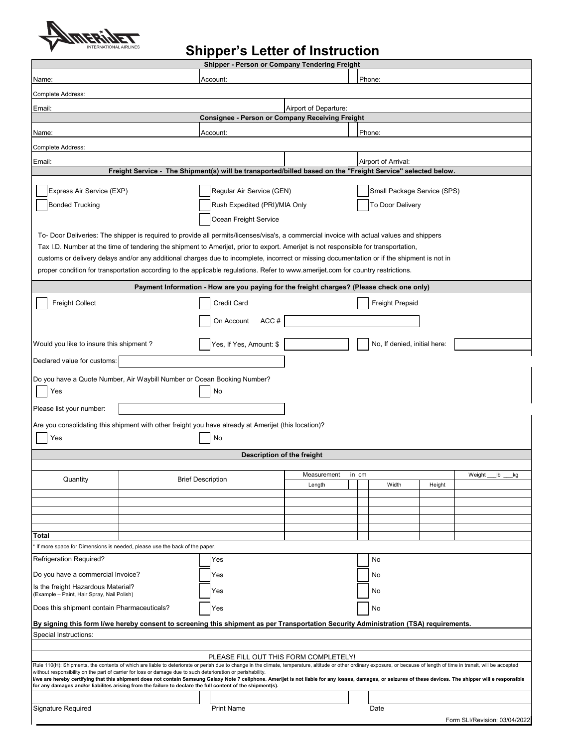# Shipper's Letter of Instruction

AMERIJET INTERNATIONAL AIRLINES

## Shipper - Person or Company Tendering Freight

| Name: | Account: | Phone: |
|---|---|---|
| Complete Address: | | |
| Email: | Airport of Departure: | |

## Consignee - Person or Company Receiving Freight

| Name: | Account: | Phone: |
|---|---|---|
| Complete Address: | | |
| Email: | | Airport of Arrival: |

## Freight Service - The Shipment(s) will be transported/billed based on the "Freight Service" selected below.

- ☐ Express Air Service (EXP)
- ☐ Regular Air Service (GEN)
- ☐ Small Package Service (SPS)
- ☐ Bonded Trucking
- ☐ Rush Expedited (PRI)/MIA Only
- ☐ To Door Delivery
- ☐ Ocean Freight Service

To- Door Deliveries: The shipper is required to provide all permits/licenses/visa's, a commercial invoice with actual values and shippers Tax I.D. Number at the time of tendering the shipment to Amerijet, prior to export. Amerijet is not responsible for transportation, customs or delivery delays and/or any additional charges due to incomplete, incorrect or missing documentation or if the shipment is not in proper condition for transportation according to the applicable regulations. Refer to www.amerijet.com for country restrictions.

## Payment Information - How are you paying for the freight charges? (Please check one only)

- ☐ Freight Collect
- ☐ Credit Card
- ☐ Freight Prepaid
- ☐ On Account ACC # ________

Would you like to insure this shipment ? ☐ Yes, If Yes, Amount: $ ________ ☐ No, If denied, initial here: ________

Declared value for customs: ________

Do you have a Quote Number, Air Waybill Number or Ocean Booking Number?

☐ Yes ☐ No

Please list your number: ________

Are you consolidating this shipment with other freight you have already at Amerijet (this location)?

☐ Yes ☐ No

## Description of the freight

| Quantity | Brief Description | Measurement in cm | | | Weight ___lb ___kg |
|---|---|---|---|---|---|
| | | Length | Width | Height | |
| | | | | | |
| | | | | | |
| | | | | | |
| | | | | | |
| | | | | | |
| **Total** | | | | | |

* If more space for Dimensions is needed, please use the back of the paper.

| | | |
|---|---|---|
| Refrigeration Required? | ☐ Yes | ☐ No |
| Do you have a commercial Invoice? | ☐ Yes | ☐ No |
| Is the freight Hazardous Material? (Example – Paint, Hair Spray, Nail Polish) | ☐ Yes | ☐ No |
| Does this shipment contain Pharmaceuticals? | ☐ Yes | ☐ No |

**By signing this form I/we hereby consent to screening this shipment as per Transportation Security Administration (TSA) requirements.**

Special Instructions:

PLEASE FILL OUT THIS FORM COMPLETELY!

Rule 110(H): Shipments, the contents of which are liable to deteriorate or perish due to change in the climate, temperature, altitude or other ordinary exposure, or because of length of time in transit, will be accepted without responsibility on the part of carrier for loss or damage due to such deterioration or perishability.

**I/we are hereby certifying that this shipment does not contain Samsung Galaxy Note 7 cellphone. Amerijet is not liable for any losses, damages, or seizures of these devices. The shipper will e responsible for any damages and/or liabilites arising from the failure to declare the full content of the shipment(s).**

| Signature Required | Print Name | Date |
|---|---|---|
| | | |

Form SLI/Revision: 03/04/2022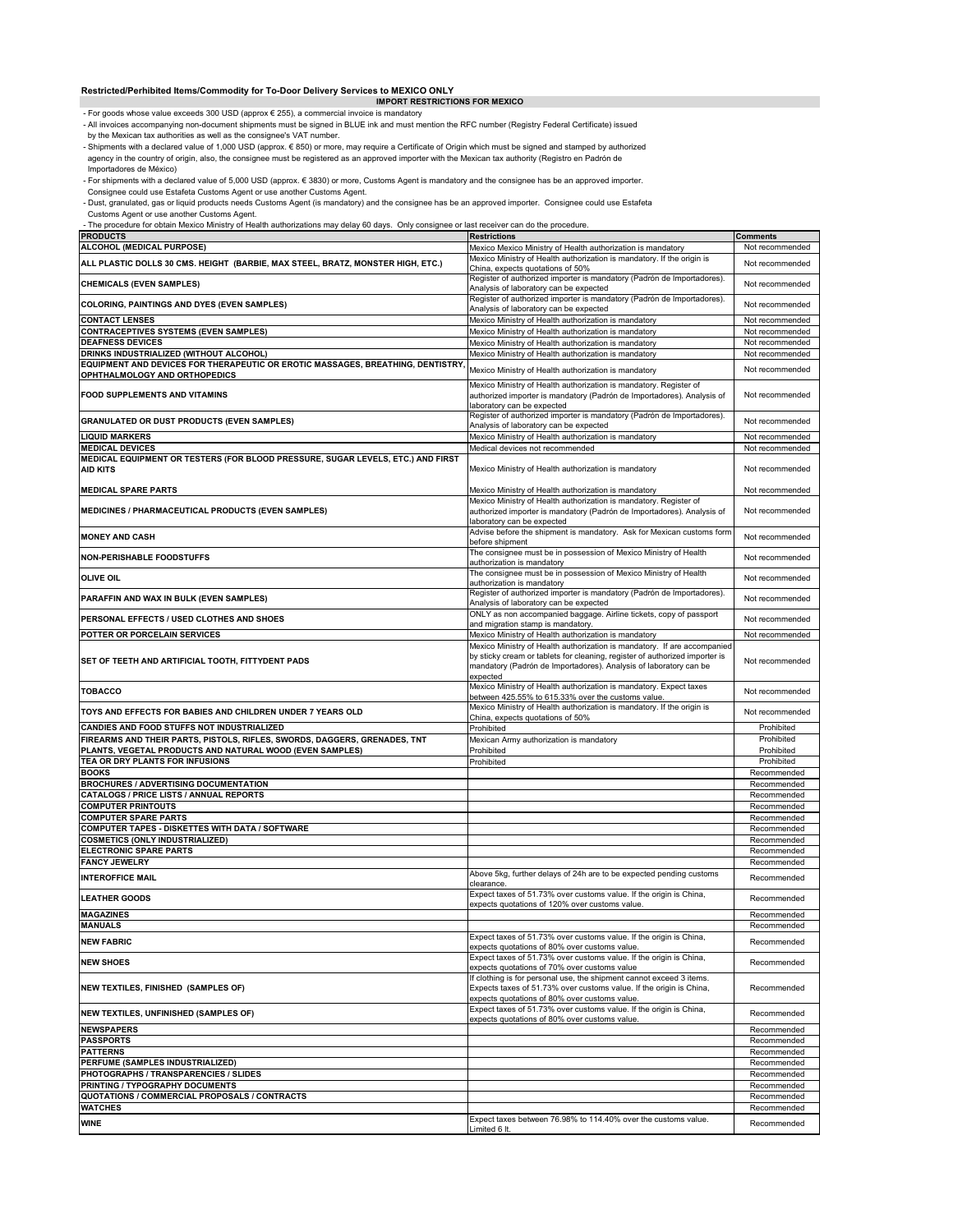**Restricted/Perhibited Items/Commodity for To-Door Delivery Services to MEXICO ONLY**

**IMPORT RESTRICTIONS FOR MEXICO**

- For goods whose value exceeds 300 USD (approx € 255), a commercial invoice is mandatory
- All invoices accompanying non-document shipments must be signed in BLUE ink and must mention the RFC number (Registry Federal Certificate) issued by the Mexican tax authorities as well as the consignee's VAT number.
- Shipments with a declared value of 1,000 USD (approx. € 850) or more, may require a Certificate of Origin which must be signed and stamped by authorized agency in the country of origin, also, the consignee must be registered as an approved importer with the Mexican tax authority (Registro en Padrón de Importadores de México)
- For shipments with a declared value of 5,000 USD (approx. € 3830) or more, Customs Agent is mandatory and the consignee has be an approved importer. Consignee could use Estafeta Customs Agent or use another Customs Agent.
- Dust, granulated, gas or liquid products needs Customs Agent (is mandatory) and the consignee has be an approved importer. Consignee could use Estafeta Customs Agent or use another Customs Agent.
- The procedure for obtain Mexico Ministry of Health authorizations may delay 60 days. Only consignee or last receiver can do the procedure.

| PRODUCTS | Restrictions | Comments |
|---|---|---|
| ALCOHOL (MEDICAL PURPOSE) | Mexico Mexico Ministry of Health authorization is mandatory | Not recommended |
| ALL PLASTIC DOLLS 30 CMS. HEIGHT (BARBIE, MAX STEEL, BRATZ, MONSTER HIGH, ETC.) | Mexico Ministry of Health authorization is mandatory. If the origin is China, expects quotations of 50% | Not recommended |
| CHEMICALS (EVEN SAMPLES) | Register of authorized importer is mandatory (Padrón de Importadores). Analysis of laboratory can be expected | Not recommended |
| COLORING, PAINTINGS AND DYES (EVEN SAMPLES) | Register of authorized importer is mandatory (Padrón de Importadores). Analysis of laboratory can be expected | Not recommended |
| CONTACT LENSES | Mexico Ministry of Health authorization is mandatory | Not recommended |
| CONTRACEPTIVES SYSTEMS (EVEN SAMPLES) | Mexico Ministry of Health authorization is mandatory | Not recommended |
| DEAFNESS DEVICES | Mexico Ministry of Health authorization is mandatory | Not recommended |
| DRINKS INDUSTRIALIZED (WITHOUT ALCOHOL) | Mexico Ministry of Health authorization is mandatory | Not recommended |
| EQUIPMENT AND DEVICES FOR THERAPEUTIC OR EROTIC MASSAGES, BREATHING, DENTISTRY, OPHTHALMOLOGY AND ORTHOPEDICS | Mexico Ministry of Health authorization is mandatory | Not recommended |
| FOOD SUPPLEMENTS AND VITAMINS | Mexico Ministry of Health authorization is mandatory. Register of authorized importer is mandatory (Padrón de Importadores). Analysis of laboratory can be expected | Not recommended |
| GRANULATED OR DUST PRODUCTS (EVEN SAMPLES) | Register of authorized importer is mandatory (Padrón de Importadores). Analysis of laboratory can be expected | Not recommended |
| LIQUID MARKERS | Mexico Ministry of Health authorization is mandatory | Not recommended |
| MEDICAL DEVICES | Medical devices not recommended | Not recommended |
| MEDICAL EQUIPMENT OR TESTERS (FOR BLOOD PRESSURE, SUGAR LEVELS, ETC.) AND FIRST AID KITS | Mexico Ministry of Health authorization is mandatory | Not recommended |
| MEDICAL SPARE PARTS | Mexico Ministry of Health authorization is mandatory | Not recommended |
| MEDICINES / PHARMACEUTICAL PRODUCTS (EVEN SAMPLES) | Mexico Ministry of Health authorization is mandatory. Register of authorized importer is mandatory (Padrón de Importadores). Analysis of laboratory can be expected | Not recommended |
| MONEY AND CASH | Advise before the shipment is mandatory. Ask for Mexican customs form before shipment | Not recommended |
| NON-PERISHABLE FOODSTUFFS | The consignee must be in possession of Mexico Ministry of Health authorization is mandatory | Not recommended |
| OLIVE OIL | The consignee must be in possession of Mexico Ministry of Health authorization is mandatory | Not recommended |
| PARAFFIN AND WAX IN BULK (EVEN SAMPLES) | Register of authorized importer is mandatory (Padrón de Importadores). Analysis of laboratory can be expected | Not recommended |
| PERSONAL EFFECTS / USED CLOTHES AND SHOES | ONLY as non accompanied baggage. Airline tickets, copy of passport and migration stamp is mandatory. | Not recommended |
| POTTER OR PORCELAIN SERVICES | Mexico Ministry of Health authorization is mandatory | Not recommended |
| SET OF TEETH AND ARTIFICIAL TOOTH, FITTYDENT PADS | Mexico Ministry of Health authorization is mandatory. If are accompanied by sticky cream or tablets for cleaning, register of authorized importer is mandatory (Padrón de Importadores). Analysis of laboratory can be expected | Not recommended |
| TOBACCO | Mexico Ministry of Health authorization is mandatory. Expect taxes between 425.55% to 615.33% over the customs value. | Not recommended |
| TOYS AND EFFECTS FOR BABIES AND CHILDREN UNDER 7 YEARS OLD | Mexico Ministry of Health authorization is mandatory. If the origin is China, expects quotations of 50% | Not recommended |
| CANDIES AND FOOD STUFFS NOT INDUSTRIALIZED | Prohibited | Prohibited |
| FIREARMS AND THEIR PARTS, PISTOLS, RIFLES, SWORDS, DAGGERS, GRENADES, TNT | Mexican Army authorization is mandatory | Prohibited |
| PLANTS, VEGETAL PRODUCTS AND NATURAL WOOD (EVEN SAMPLES) | Prohibited | Prohibited |
| TEA OR DRY PLANTS FOR INFUSIONS | Prohibited | Prohibited |
| BOOKS | | Recommended |
| BROCHURES / ADVERTISING DOCUMENTATION | | Recommended |
| CATALOGS / PRICE LISTS / ANNUAL REPORTS | | Recommended |
| COMPUTER PRINTOUTS | | Recommended |
| COMPUTER SPARE PARTS | | Recommended |
| COMPUTER TAPES - DISKETTES WITH DATA / SOFTWARE | | Recommended |
| COSMETICS (ONLY INDUSTRIALIZED) | | Recommended |
| ELECTRONIC SPARE PARTS | | Recommended |
| FANCY JEWELRY | | Recommended |
| INTEROFFICE MAIL | Above 5kg, further delays of 24h are to be expected pending customs clearance. | Recommended |
| LEATHER GOODS | Expect taxes of 51.73% over customs value. If the origin is China, expects quotations of 120% over customs value. | Recommended |
| MAGAZINES | | Recommended |
| MANUALS | | Recommended |
| NEW FABRIC | Expect taxes of 51.73% over customs value. If the origin is China, expects quotations of 80% over customs value. | Recommended |
| NEW SHOES | Expect taxes of 51.73% over customs value. If the origin is China, expects quotations of 70% over customs value | Recommended |
| NEW TEXTILES, FINISHED (SAMPLES OF) | If clothing is for personal use, the shipment cannot exceed 3 items. Expects taxes of 51.73% over customs value. If the origin is China, expects quotations of 80% over customs value. | Recommended |
| NEW TEXTILES, UNFINISHED (SAMPLES OF) | Expect taxes of 51.73% over customs value. If the origin is China, expects quotations of 80% over customs value. | Recommended |
| NEWSPAPERS | | Recommended |
| PASSPORTS | | Recommended |
| PATTERNS | | Recommended |
| PERFUME (SAMPLES INDUSTRIALIZED) | | Recommended |
| PHOTOGRAPHS / TRANSPARENCIES / SLIDES | | Recommended |
| PRINTING / TYPOGRAPHY DOCUMENTS | | Recommended |
| QUOTATIONS / COMMERCIAL PROPOSALS / CONTRACTS | | Recommended |
| WATCHES | | Recommended |
| WINE | Expect taxes between 76.98% to 114.40% over the customs value. Limited 6 lt. | Recommended |